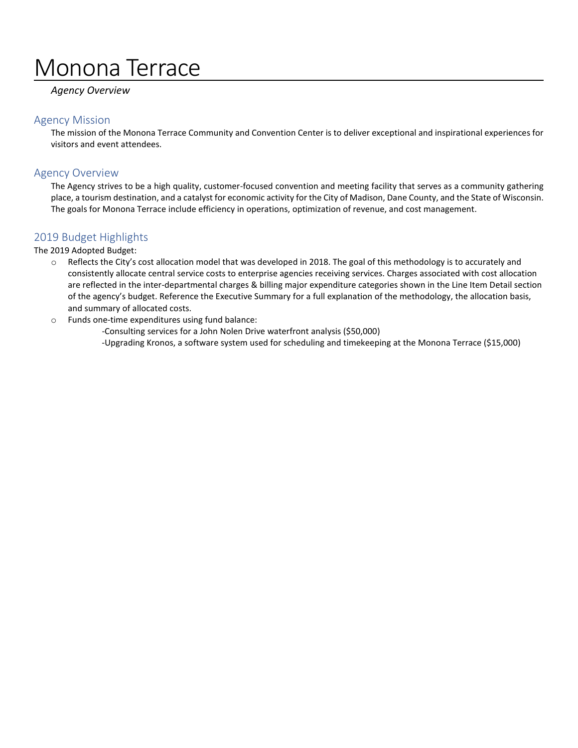# Monona Terrace

*Agency Overview*

## Agency Mission

The mission of the Monona Terrace Community and Convention Center is to deliver exceptional and inspirational experiences for visitors and event attendees.

## Agency Overview

The Agency strives to be a high quality, customer-focused convention and meeting facility that serves as a community gathering place, a tourism destination, and a catalyst for economic activity for the City of Madison, Dane County, and the State of Wisconsin. The goals for Monona Terrace include efficiency in operations, optimization of revenue, and cost management.

## 2019 Budget Highlights

The 2019 Adopted Budget:

- Reflects the City's cost allocation model that was developed in 2018. The goal of this methodology is to accurately and consistently allocate central service costs to enterprise agencies receiving services. Charges associated with cost allocation are reflected in the inter-departmental charges & billing major expenditure categories shown in the Line Item Detail section of the agency's budget. Reference the Executive Summary for a full explanation of the methodology, the allocation basis, and summary of allocated costs.
- Funds one-time expenditures using fund balance:
  - Consulting services for a John Nolen Drive waterfront analysis ($50,000)
  - Upgrading Kronos, a software system used for scheduling and timekeeping at the Monona Terrace ($15,000)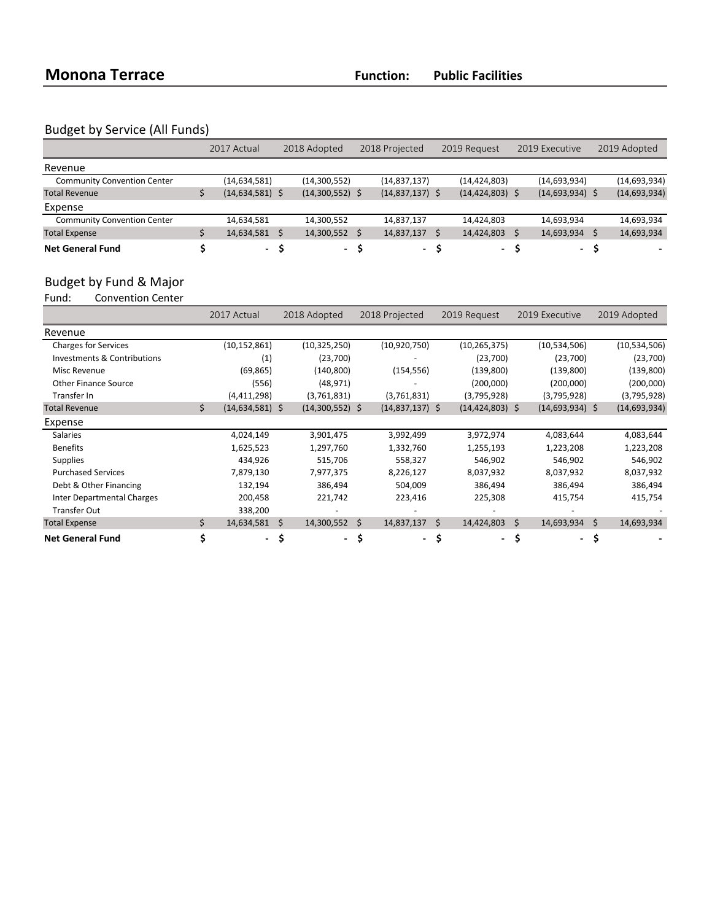# Monona Terrace

**Function:** **Public Facilities**

## Budget by Service (All Funds)

| | 2017 Actual | 2018 Adopted | 2018 Projected | 2019 Request | 2019 Executive | 2019 Adopted |
|---|---|---|---|---|---|---|
| **Revenue** | | | | | | |
| Community Convention Center | (14,634,581) | (14,300,552) | (14,837,137) | (14,424,803) | (14,693,934) | (14,693,934) |
| Total Revenue | $ (14,634,581) | $ (14,300,552) | $ (14,837,137) | $ (14,424,803) | $ (14,693,934) | $ (14,693,934) |
| **Expense** | | | | | | |
| Community Convention Center | 14,634,581 | 14,300,552 | 14,837,137 | 14,424,803 | 14,693,934 | 14,693,934 |
| Total Expense | $ 14,634,581 | $ 14,300,552 | $ 14,837,137 | $ 14,424,803 | $ 14,693,934 | $ 14,693,934 |
| **Net General Fund** | **$ -** | **$ -** | **$ -** | **$ -** | **$ -** | **$ -** |

## Budget by Fund & Major

Fund: Convention Center

| | 2017 Actual | 2018 Adopted | 2018 Projected | 2019 Request | 2019 Executive | 2019 Adopted |
|---|---|---|---|---|---|---|
| **Revenue** | | | | | | |
| Charges for Services | (10,152,861) | (10,325,250) | (10,920,750) | (10,265,375) | (10,534,506) | (10,534,506) |
| Investments & Contributions | (1) | (23,700) | - | (23,700) | (23,700) | (23,700) |
| Misc Revenue | (69,865) | (140,800) | (154,556) | (139,800) | (139,800) | (139,800) |
| Other Finance Source | (556) | (48,971) | - | (200,000) | (200,000) | (200,000) |
| Transfer In | (4,411,298) | (3,761,831) | (3,761,831) | (3,795,928) | (3,795,928) | (3,795,928) |
| Total Revenue | $ (14,634,581) | $ (14,300,552) | $ (14,837,137) | $ (14,424,803) | $ (14,693,934) | $ (14,693,934) |
| **Expense** | | | | | | |
| Salaries | 4,024,149 | 3,901,475 | 3,992,499 | 3,972,974 | 4,083,644 | 4,083,644 |
| Benefits | 1,625,523 | 1,297,760 | 1,332,760 | 1,255,193 | 1,223,208 | 1,223,208 |
| Supplies | 434,926 | 515,706 | 558,327 | 546,902 | 546,902 | 546,902 |
| Purchased Services | 7,879,130 | 7,977,375 | 8,226,127 | 8,037,932 | 8,037,932 | 8,037,932 |
| Debt & Other Financing | 132,194 | 386,494 | 504,009 | 386,494 | 386,494 | 386,494 |
| Inter Departmental Charges | 200,458 | 221,742 | 223,416 | 225,308 | 415,754 | 415,754 |
| Transfer Out | 338,200 | - | - | - | - | - |
| Total Expense | $ 14,634,581 | $ 14,300,552 | $ 14,837,137 | $ 14,424,803 | $ 14,693,934 | $ 14,693,934 |
| **Net General Fund** | **$ -** | **$ -** | **$ -** | **$ -** | **$ -** | **$ -** |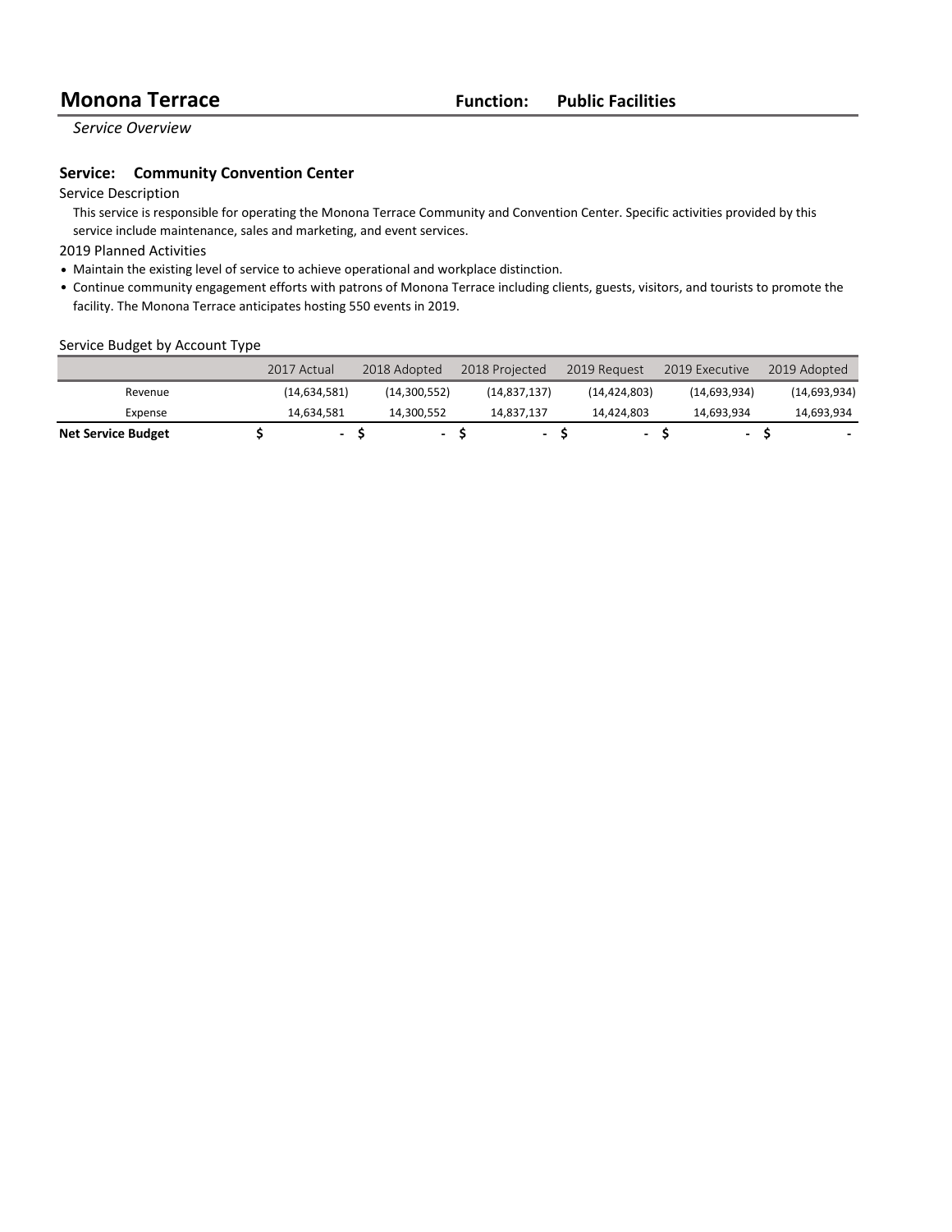# Monona Terrace

**Function: Public Facilities**

*Service Overview*

## Service: Community Convention Center

Service Description

This service is responsible for operating the Monona Terrace Community and Convention Center. Specific activities provided by this service include maintenance, sales and marketing, and event services.

2019 Planned Activities

- Maintain the existing level of service to achieve operational and workplace distinction.
- Continue community engagement efforts with patrons of Monona Terrace including clients, guests, visitors, and tourists to promote the facility. The Monona Terrace anticipates hosting 550 events in 2019.

Service Budget by Account Type

| | 2017 Actual | 2018 Adopted | 2018 Projected | 2019 Request | 2019 Executive | 2019 Adopted |
|---|---|---|---|---|---|---|
| Revenue | (14,634,581) | (14,300,552) | (14,837,137) | (14,424,803) | (14,693,934) | (14,693,934) |
| Expense | 14,634,581 | 14,300,552 | 14,837,137 | 14,424,803 | 14,693,934 | 14,693,934 |
| **Net Service Budget** | $ - | $ - | $ - | $ - | $ - | $ - |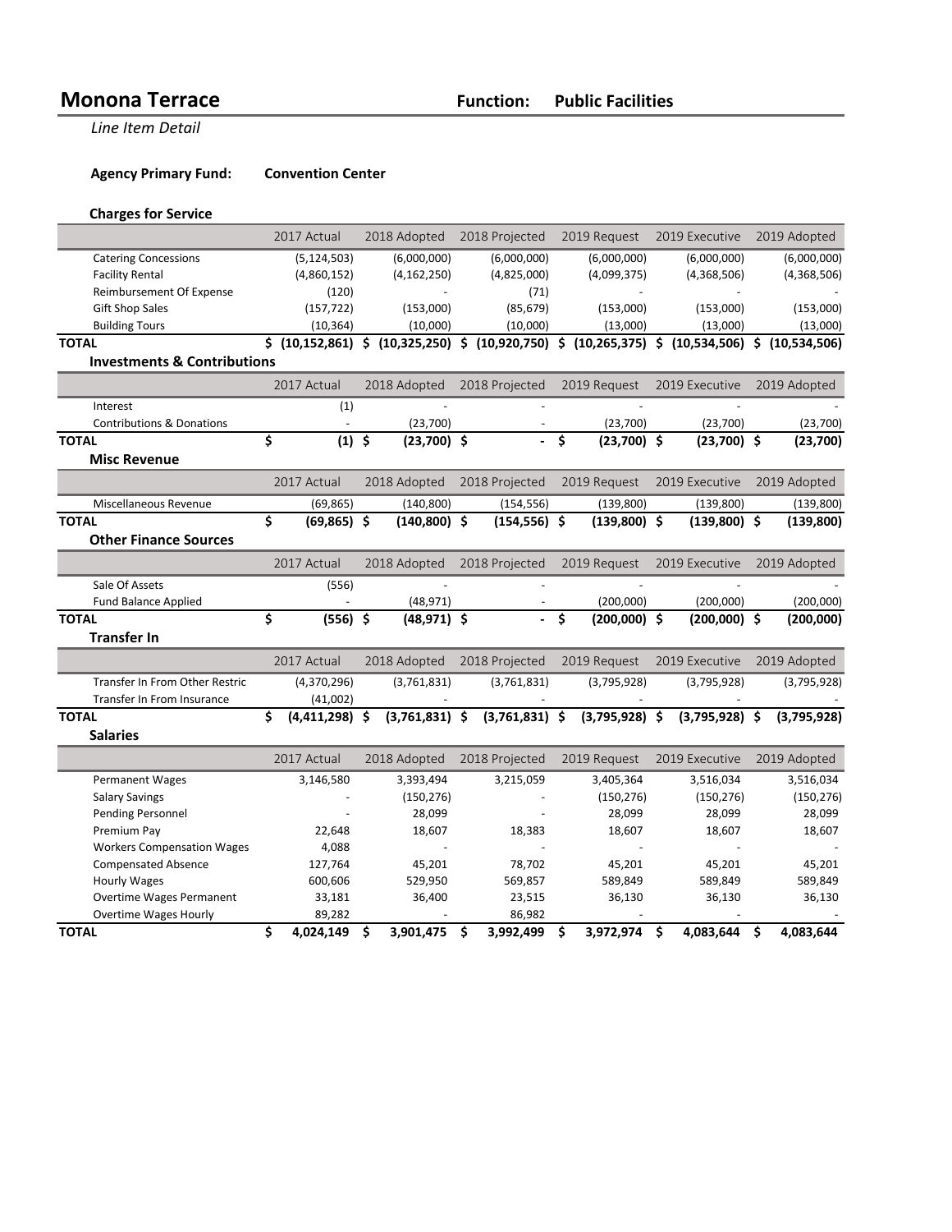# Monona Terrace

**Function: Public Facilities**

*Line Item Detail*

**Agency Primary Fund:** **Convention Center**

### Charges for Service

| | 2017 Actual | 2018 Adopted | 2018 Projected | 2019 Request | 2019 Executive | 2019 Adopted |
|---|---|---|---|---|---|---|
| Catering Concessions | (5,124,503) | (6,000,000) | (6,000,000) | (6,000,000) | (6,000,000) | (6,000,000) |
| Facility Rental | (4,860,152) | (4,162,250) | (4,825,000) | (4,099,375) | (4,368,506) | (4,368,506) |
| Reimbursement Of Expense | (120) | - | (71) | - | - | - |
| Gift Shop Sales | (157,722) | (153,000) | (85,679) | (153,000) | (153,000) | (153,000) |
| Building Tours | (10,364) | (10,000) | (10,000) | (13,000) | (13,000) | (13,000) |
| **TOTAL** | **$ (10,152,861)** | **$ (10,325,250)** | **$ (10,920,750)** | **$ (10,265,375)** | **$ (10,534,506)** | **$ (10,534,506)** |

### Investments & Contributions

| | 2017 Actual | 2018 Adopted | 2018 Projected | 2019 Request | 2019 Executive | 2019 Adopted |
|---|---|---|---|---|---|---|
| Interest | (1) | - | - | - | - | - |
| Contributions & Donations | - | (23,700) | - | (23,700) | (23,700) | (23,700) |
| **TOTAL** | **$ (1)** | **$ (23,700)** | **$ -** | **$ (23,700)** | **$ (23,700)** | **$ (23,700)** |

### Misc Revenue

| | 2017 Actual | 2018 Adopted | 2018 Projected | 2019 Request | 2019 Executive | 2019 Adopted |
|---|---|---|---|---|---|---|
| Miscellaneous Revenue | (69,865) | (140,800) | (154,556) | (139,800) | (139,800) | (139,800) |
| **TOTAL** | **$ (69,865)** | **$ (140,800)** | **$ (154,556)** | **$ (139,800)** | **$ (139,800)** | **$ (139,800)** |

### Other Finance Sources

| | 2017 Actual | 2018 Adopted | 2018 Projected | 2019 Request | 2019 Executive | 2019 Adopted |
|---|---|---|---|---|---|---|
| Sale Of Assets | (556) | - | - | - | - | - |
| Fund Balance Applied | - | (48,971) | - | (200,000) | (200,000) | (200,000) |
| **TOTAL** | **$ (556)** | **$ (48,971)** | **$ -** | **$ (200,000)** | **$ (200,000)** | **$ (200,000)** |

### Transfer In

| | 2017 Actual | 2018 Adopted | 2018 Projected | 2019 Request | 2019 Executive | 2019 Adopted |
|---|---|---|---|---|---|---|
| Transfer In From Other Restric | (4,370,296) | (3,761,831) | (3,761,831) | (3,795,928) | (3,795,928) | (3,795,928) |
| Transfer In From Insurance | (41,002) | - | - | - | - | - |
| **TOTAL** | **$ (4,411,298)** | **$ (3,761,831)** | **$ (3,761,831)** | **$ (3,795,928)** | **$ (3,795,928)** | **$ (3,795,928)** |

### Salaries

| | 2017 Actual | 2018 Adopted | 2018 Projected | 2019 Request | 2019 Executive | 2019 Adopted |
|---|---|---|---|---|---|---|
| Permanent Wages | 3,146,580 | 3,393,494 | 3,215,059 | 3,405,364 | 3,516,034 | 3,516,034 |
| Salary Savings | - | (150,276) | - | (150,276) | (150,276) | (150,276) |
| Pending Personnel | - | 28,099 | - | 28,099 | 28,099 | 28,099 |
| Premium Pay | 22,648 | 18,607 | 18,383 | 18,607 | 18,607 | 18,607 |
| Workers Compensation Wages | 4,088 | - | - | - | - | - |
| Compensated Absence | 127,764 | 45,201 | 78,702 | 45,201 | 45,201 | 45,201 |
| Hourly Wages | 600,606 | 529,950 | 569,857 | 589,849 | 589,849 | 589,849 |
| Overtime Wages Permanent | 33,181 | 36,400 | 23,515 | 36,130 | 36,130 | 36,130 |
| Overtime Wages Hourly | 89,282 | - | 86,982 | - | - | - |
| **TOTAL** | **$ 4,024,149** | **$ 3,901,475** | **$ 3,992,499** | **$ 3,972,974** | **$ 4,083,644** | **$ 4,083,644** |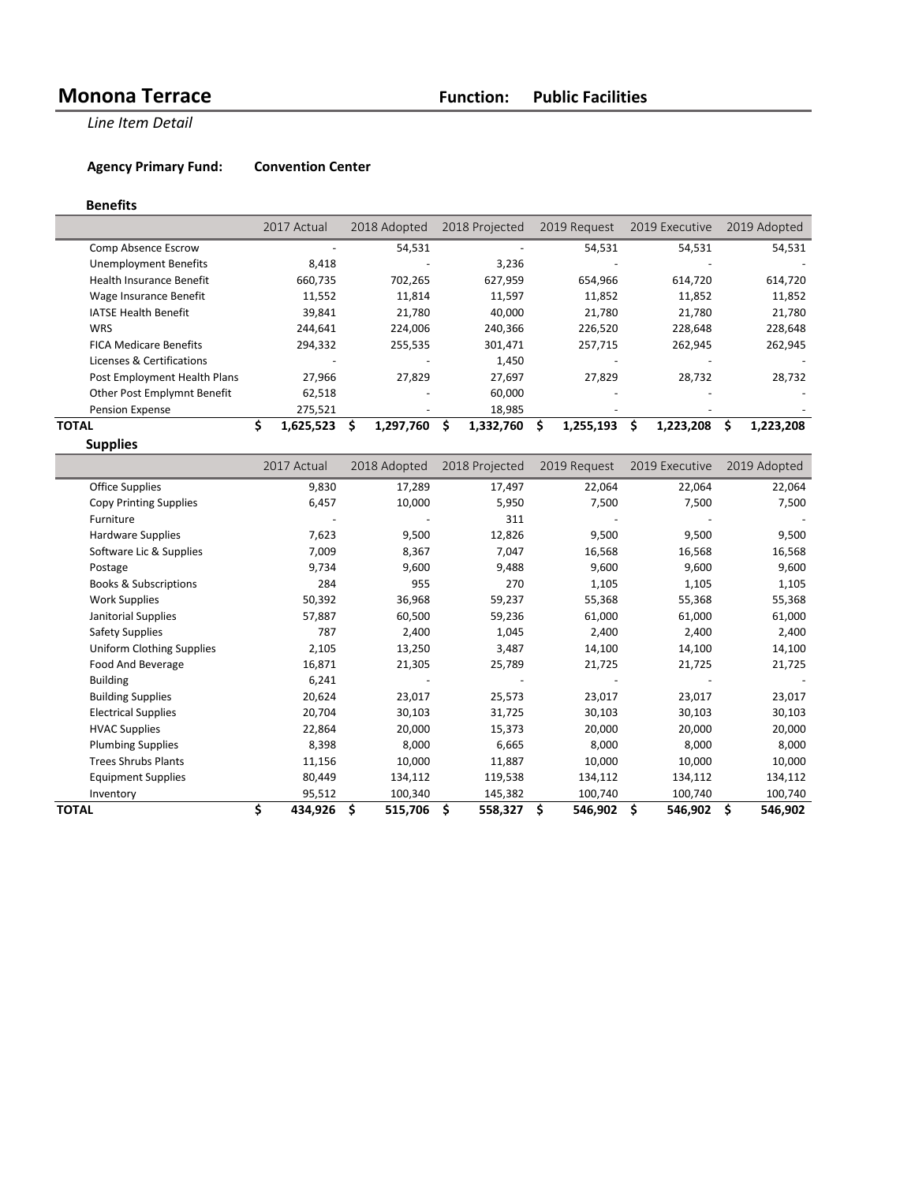# Monona Terrace

**Function: Public Facilities**

*Line Item Detail*

**Agency Primary Fund:** **Convention Center**

### Benefits

| | 2017 Actual | 2018 Adopted | 2018 Projected | 2019 Request | 2019 Executive | 2019 Adopted |
|---|---|---|---|---|---|---|
| Comp Absence Escrow | - | 54,531 | - | 54,531 | 54,531 | 54,531 |
| Unemployment Benefits | 8,418 | - | 3,236 | - | - | - |
| Health Insurance Benefit | 660,735 | 702,265 | 627,959 | 654,966 | 614,720 | 614,720 |
| Wage Insurance Benefit | 11,552 | 11,814 | 11,597 | 11,852 | 11,852 | 11,852 |
| IATSE Health Benefit | 39,841 | 21,780 | 40,000 | 21,780 | 21,780 | 21,780 |
| WRS | 244,641 | 224,006 | 240,366 | 226,520 | 228,648 | 228,648 |
| FICA Medicare Benefits | 294,332 | 255,535 | 301,471 | 257,715 | 262,945 | 262,945 |
| Licenses & Certifications | - | - | 1,450 | - | - | - |
| Post Employment Health Plans | 27,966 | 27,829 | 27,697 | 27,829 | 28,732 | 28,732 |
| Other Post Emplymnt Benefit | 62,518 | - | 60,000 | - | - | - |
| Pension Expense | 275,521 | - | 18,985 | - | - | - |
| **TOTAL** | **$ 1,625,523** | **$ 1,297,760** | **$ 1,332,760** | **$ 1,255,193** | **$ 1,223,208** | **$ 1,223,208** |

### Supplies

| | 2017 Actual | 2018 Adopted | 2018 Projected | 2019 Request | 2019 Executive | 2019 Adopted |
|---|---|---|---|---|---|---|
| Office Supplies | 9,830 | 17,289 | 17,497 | 22,064 | 22,064 | 22,064 |
| Copy Printing Supplies | 6,457 | 10,000 | 5,950 | 7,500 | 7,500 | 7,500 |
| Furniture | - | - | 311 | - | - | - |
| Hardware Supplies | 7,623 | 9,500 | 12,826 | 9,500 | 9,500 | 9,500 |
| Software Lic & Supplies | 7,009 | 8,367 | 7,047 | 16,568 | 16,568 | 16,568 |
| Postage | 9,734 | 9,600 | 9,488 | 9,600 | 9,600 | 9,600 |
| Books & Subscriptions | 284 | 955 | 270 | 1,105 | 1,105 | 1,105 |
| Work Supplies | 50,392 | 36,968 | 59,237 | 55,368 | 55,368 | 55,368 |
| Janitorial Supplies | 57,887 | 60,500 | 59,236 | 61,000 | 61,000 | 61,000 |
| Safety Supplies | 787 | 2,400 | 1,045 | 2,400 | 2,400 | 2,400 |
| Uniform Clothing Supplies | 2,105 | 13,250 | 3,487 | 14,100 | 14,100 | 14,100 |
| Food And Beverage | 16,871 | 21,305 | 25,789 | 21,725 | 21,725 | 21,725 |
| Building | 6,241 | - | - | - | - | - |
| Building Supplies | 20,624 | 23,017 | 25,573 | 23,017 | 23,017 | 23,017 |
| Electrical Supplies | 20,704 | 30,103 | 31,725 | 30,103 | 30,103 | 30,103 |
| HVAC Supplies | 22,864 | 20,000 | 15,373 | 20,000 | 20,000 | 20,000 |
| Plumbing Supplies | 8,398 | 8,000 | 6,665 | 8,000 | 8,000 | 8,000 |
| Trees Shrubs Plants | 11,156 | 10,000 | 11,887 | 10,000 | 10,000 | 10,000 |
| Equipment Supplies | 80,449 | 134,112 | 119,538 | 134,112 | 134,112 | 134,112 |
| Inventory | 95,512 | 100,340 | 145,382 | 100,740 | 100,740 | 100,740 |
| **TOTAL** | **$ 434,926** | **$ 515,706** | **$ 558,327** | **$ 546,902** | **$ 546,902** | **$ 546,902** |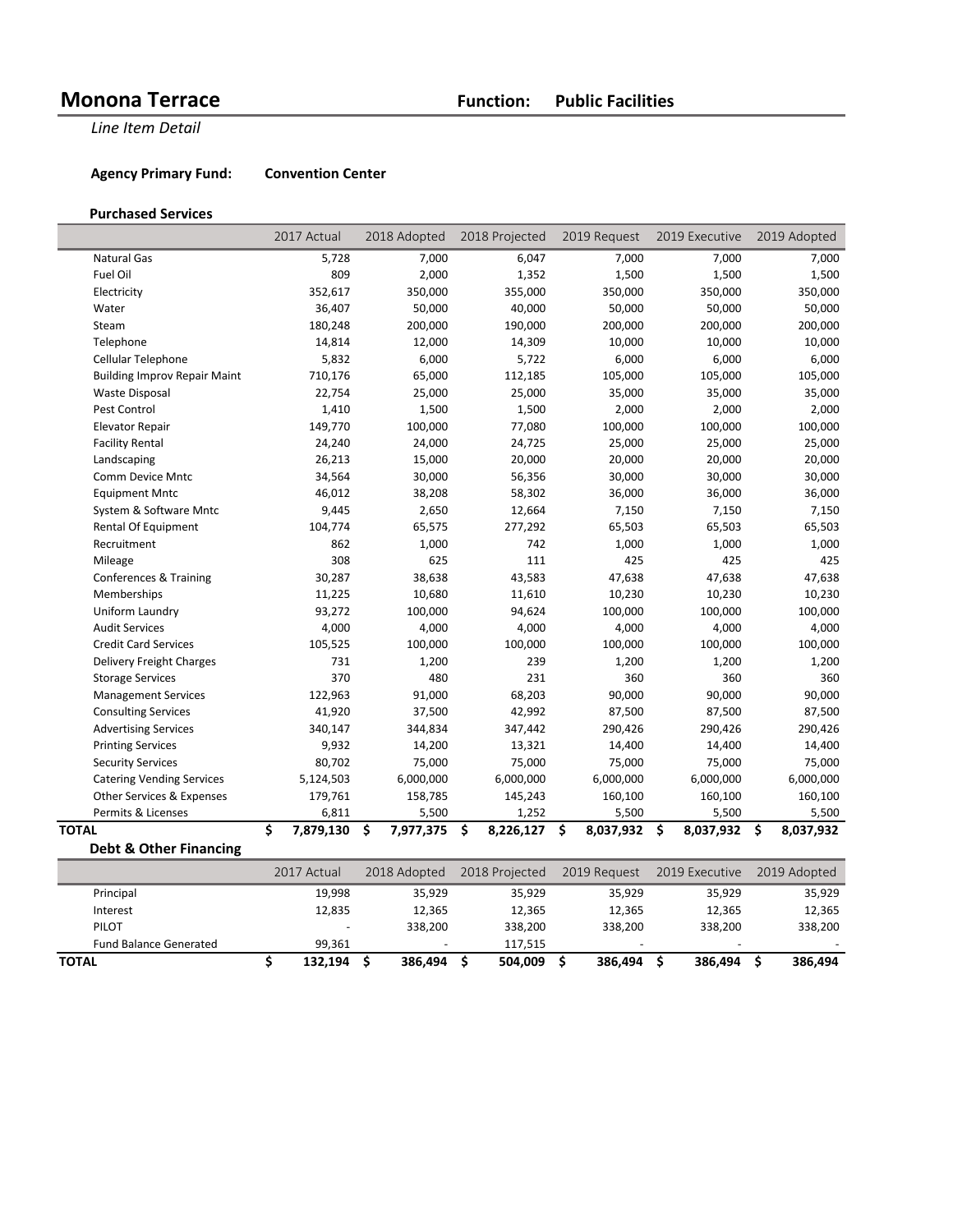# Monona Terrace

**Function: Public Facilities**

*Line Item Detail*

**Agency Primary Fund:** **Convention Center**

### Purchased Services

| | 2017 Actual | 2018 Adopted | 2018 Projected | 2019 Request | 2019 Executive | 2019 Adopted |
|---|---|---|---|---|---|---|
| Natural Gas | 5,728 | 7,000 | 6,047 | 7,000 | 7,000 | 7,000 |
| Fuel Oil | 809 | 2,000 | 1,352 | 1,500 | 1,500 | 1,500 |
| Electricity | 352,617 | 350,000 | 355,000 | 350,000 | 350,000 | 350,000 |
| Water | 36,407 | 50,000 | 40,000 | 50,000 | 50,000 | 50,000 |
| Steam | 180,248 | 200,000 | 190,000 | 200,000 | 200,000 | 200,000 |
| Telephone | 14,814 | 12,000 | 14,309 | 10,000 | 10,000 | 10,000 |
| Cellular Telephone | 5,832 | 6,000 | 5,722 | 6,000 | 6,000 | 6,000 |
| Building Improv Repair Maint | 710,176 | 65,000 | 112,185 | 105,000 | 105,000 | 105,000 |
| Waste Disposal | 22,754 | 25,000 | 25,000 | 35,000 | 35,000 | 35,000 |
| Pest Control | 1,410 | 1,500 | 1,500 | 2,000 | 2,000 | 2,000 |
| Elevator Repair | 149,770 | 100,000 | 77,080 | 100,000 | 100,000 | 100,000 |
| Facility Rental | 24,240 | 24,000 | 24,725 | 25,000 | 25,000 | 25,000 |
| Landscaping | 26,213 | 15,000 | 20,000 | 20,000 | 20,000 | 20,000 |
| Comm Device Mntc | 34,564 | 30,000 | 56,356 | 30,000 | 30,000 | 30,000 |
| Equipment Mntc | 46,012 | 38,208 | 58,302 | 36,000 | 36,000 | 36,000 |
| System & Software Mntc | 9,445 | 2,650 | 12,664 | 7,150 | 7,150 | 7,150 |
| Rental Of Equipment | 104,774 | 65,575 | 277,292 | 65,503 | 65,503 | 65,503 |
| Recruitment | 862 | 1,000 | 742 | 1,000 | 1,000 | 1,000 |
| Mileage | 308 | 625 | 111 | 425 | 425 | 425 |
| Conferences & Training | 30,287 | 38,638 | 43,583 | 47,638 | 47,638 | 47,638 |
| Memberships | 11,225 | 10,680 | 11,610 | 10,230 | 10,230 | 10,230 |
| Uniform Laundry | 93,272 | 100,000 | 94,624 | 100,000 | 100,000 | 100,000 |
| Audit Services | 4,000 | 4,000 | 4,000 | 4,000 | 4,000 | 4,000 |
| Credit Card Services | 105,525 | 100,000 | 100,000 | 100,000 | 100,000 | 100,000 |
| Delivery Freight Charges | 731 | 1,200 | 239 | 1,200 | 1,200 | 1,200 |
| Storage Services | 370 | 480 | 231 | 360 | 360 | 360 |
| Management Services | 122,963 | 91,000 | 68,203 | 90,000 | 90,000 | 90,000 |
| Consulting Services | 41,920 | 37,500 | 42,992 | 87,500 | 87,500 | 87,500 |
| Advertising Services | 340,147 | 344,834 | 347,442 | 290,426 | 290,426 | 290,426 |
| Printing Services | 9,932 | 14,200 | 13,321 | 14,400 | 14,400 | 14,400 |
| Security Services | 80,702 | 75,000 | 75,000 | 75,000 | 75,000 | 75,000 |
| Catering Vending Services | 5,124,503 | 6,000,000 | 6,000,000 | 6,000,000 | 6,000,000 | 6,000,000 |
| Other Services & Expenses | 179,761 | 158,785 | 145,243 | 160,100 | 160,100 | 160,100 |
| Permits & Licenses | 6,811 | 5,500 | 1,252 | 5,500 | 5,500 | 5,500 |
| **TOTAL** | **$ 7,879,130** | **$ 7,977,375** | **$ 8,226,127** | **$ 8,037,932** | **$ 8,037,932** | **$ 8,037,932** |

### Debt & Other Financing

| | 2017 Actual | 2018 Adopted | 2018 Projected | 2019 Request | 2019 Executive | 2019 Adopted |
|---|---|---|---|---|---|---|
| Principal | 19,998 | 35,929 | 35,929 | 35,929 | 35,929 | 35,929 |
| Interest | 12,835 | 12,365 | 12,365 | 12,365 | 12,365 | 12,365 |
| PILOT | - | 338,200 | 338,200 | 338,200 | 338,200 | 338,200 |
| Fund Balance Generated | 99,361 | - | 117,515 | - | - | - |
| **TOTAL** | **$ 132,194** | **$ 386,494** | **$ 504,009** | **$ 386,494** | **$ 386,494** | **$ 386,494** |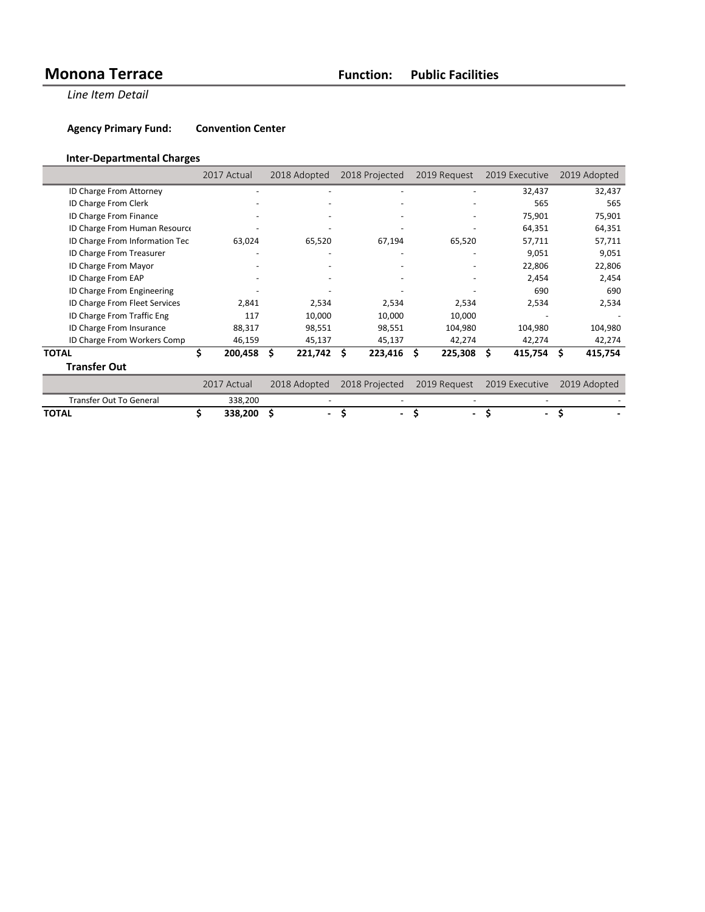# Monona Terrace

**Function: Public Facilities**

*Line Item Detail*

**Agency Primary Fund: Convention Center**

### Inter-Departmental Charges

| | 2017 Actual | 2018 Adopted | 2018 Projected | 2019 Request | 2019 Executive | 2019 Adopted |
|---|---|---|---|---|---|---|
| ID Charge From Attorney | - | - | - | - | 32,437 | 32,437 |
| ID Charge From Clerk | - | - | - | - | 565 | 565 |
| ID Charge From Finance | - | - | - | - | 75,901 | 75,901 |
| ID Charge From Human Resource | - | - | - | - | 64,351 | 64,351 |
| ID Charge From Information Tec | 63,024 | 65,520 | 67,194 | 65,520 | 57,711 | 57,711 |
| ID Charge From Treasurer | - | - | - | - | 9,051 | 9,051 |
| ID Charge From Mayor | - | - | - | - | 22,806 | 22,806 |
| ID Charge From EAP | - | - | - | - | 2,454 | 2,454 |
| ID Charge From Engineering | - | - | - | - | 690 | 690 |
| ID Charge From Fleet Services | 2,841 | 2,534 | 2,534 | 2,534 | 2,534 | 2,534 |
| ID Charge From Traffic Eng | 117 | 10,000 | 10,000 | 10,000 | - | - |
| ID Charge From Insurance | 88,317 | 98,551 | 98,551 | 104,980 | 104,980 | 104,980 |
| ID Charge From Workers Comp | 46,159 | 45,137 | 45,137 | 42,274 | 42,274 | 42,274 |
| **TOTAL** | **$ 200,458** | **$ 221,742** | **$ 223,416** | **$ 225,308** | **$ 415,754** | **$ 415,754** |

### Transfer Out

| | 2017 Actual | 2018 Adopted | 2018 Projected | 2019 Request | 2019 Executive | 2019 Adopted |
|---|---|---|---|---|---|---|
| Transfer Out To General | 338,200 | - | - | - | - | - |
| **TOTAL** | **$ 338,200** | **$ -** | **$ -** | **$ -** | **$ -** | **$ -** |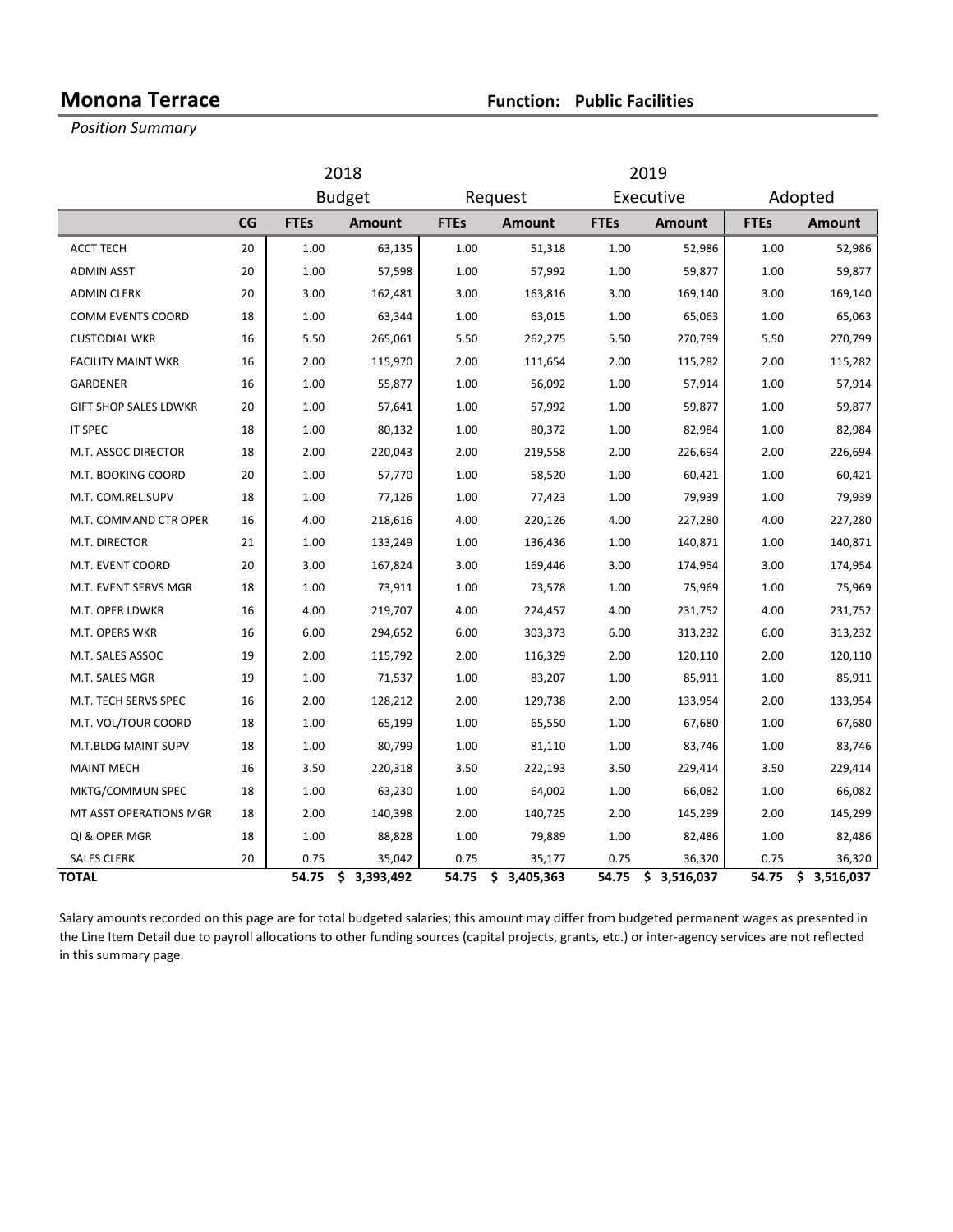# Monona Terrace

**Function: Public Facilities**

*Position Summary*

| | | 2018 | | 2019 | | | | | |
|---|---|---|---|---|---|---|---|---|---|
| | | Budget | | Request | | Executive | | Adopted | |
| | CG | FTEs | Amount | FTEs | Amount | FTEs | Amount | FTEs | Amount |
| ACCT TECH | 20 | 1.00 | 63,135 | 1.00 | 51,318 | 1.00 | 52,986 | 1.00 | 52,986 |
| ADMIN ASST | 20 | 1.00 | 57,598 | 1.00 | 57,992 | 1.00 | 59,877 | 1.00 | 59,877 |
| ADMIN CLERK | 20 | 3.00 | 162,481 | 3.00 | 163,816 | 3.00 | 169,140 | 3.00 | 169,140 |
| COMM EVENTS COORD | 18 | 1.00 | 63,344 | 1.00 | 63,015 | 1.00 | 65,063 | 1.00 | 65,063 |
| CUSTODIAL WKR | 16 | 5.50 | 265,061 | 5.50 | 262,275 | 5.50 | 270,799 | 5.50 | 270,799 |
| FACILITY MAINT WKR | 16 | 2.00 | 115,970 | 2.00 | 111,654 | 2.00 | 115,282 | 2.00 | 115,282 |
| GARDENER | 16 | 1.00 | 55,877 | 1.00 | 56,092 | 1.00 | 57,914 | 1.00 | 57,914 |
| GIFT SHOP SALES LDWKR | 20 | 1.00 | 57,641 | 1.00 | 57,992 | 1.00 | 59,877 | 1.00 | 59,877 |
| IT SPEC | 18 | 1.00 | 80,132 | 1.00 | 80,372 | 1.00 | 82,984 | 1.00 | 82,984 |
| M.T. ASSOC DIRECTOR | 18 | 2.00 | 220,043 | 2.00 | 219,558 | 2.00 | 226,694 | 2.00 | 226,694 |
| M.T. BOOKING COORD | 20 | 1.00 | 57,770 | 1.00 | 58,520 | 1.00 | 60,421 | 1.00 | 60,421 |
| M.T. COM.REL.SUPV | 18 | 1.00 | 77,126 | 1.00 | 77,423 | 1.00 | 79,939 | 1.00 | 79,939 |
| M.T. COMMAND CTR OPER | 16 | 4.00 | 218,616 | 4.00 | 220,126 | 4.00 | 227,280 | 4.00 | 227,280 |
| M.T. DIRECTOR | 21 | 1.00 | 133,249 | 1.00 | 136,436 | 1.00 | 140,871 | 1.00 | 140,871 |
| M.T. EVENT COORD | 20 | 3.00 | 167,824 | 3.00 | 169,446 | 3.00 | 174,954 | 3.00 | 174,954 |
| M.T. EVENT SERVS MGR | 18 | 1.00 | 73,911 | 1.00 | 73,578 | 1.00 | 75,969 | 1.00 | 75,969 |
| M.T. OPER LDWKR | 16 | 4.00 | 219,707 | 4.00 | 224,457 | 4.00 | 231,752 | 4.00 | 231,752 |
| M.T. OPERS WKR | 16 | 6.00 | 294,652 | 6.00 | 303,373 | 6.00 | 313,232 | 6.00 | 313,232 |
| M.T. SALES ASSOC | 19 | 2.00 | 115,792 | 2.00 | 116,329 | 2.00 | 120,110 | 2.00 | 120,110 |
| M.T. SALES MGR | 19 | 1.00 | 71,537 | 1.00 | 83,207 | 1.00 | 85,911 | 1.00 | 85,911 |
| M.T. TECH SERVS SPEC | 16 | 2.00 | 128,212 | 2.00 | 129,738 | 2.00 | 133,954 | 2.00 | 133,954 |
| M.T. VOL/TOUR COORD | 18 | 1.00 | 65,199 | 1.00 | 65,550 | 1.00 | 67,680 | 1.00 | 67,680 |
| M.T.BLDG MAINT SUPV | 18 | 1.00 | 80,799 | 1.00 | 81,110 | 1.00 | 83,746 | 1.00 | 83,746 |
| MAINT MECH | 16 | 3.50 | 220,318 | 3.50 | 222,193 | 3.50 | 229,414 | 3.50 | 229,414 |
| MKTG/COMMUN SPEC | 18 | 1.00 | 63,230 | 1.00 | 64,002 | 1.00 | 66,082 | 1.00 | 66,082 |
| MT ASST OPERATIONS MGR | 18 | 2.00 | 140,398 | 2.00 | 140,725 | 2.00 | 145,299 | 2.00 | 145,299 |
| QI & OPER MGR | 18 | 1.00 | 88,828 | 1.00 | 79,889 | 1.00 | 82,486 | 1.00 | 82,486 |
| SALES CLERK | 20 | 0.75 | 35,042 | 0.75 | 35,177 | 0.75 | 36,320 | 0.75 | 36,320 |
| **TOTAL** | | **54.75** | **$ 3,393,492** | **54.75** | **$ 3,405,363** | **54.75** | **$ 3,516,037** | **54.75** | **$ 3,516,037** |

Salary amounts recorded on this page are for total budgeted salaries; this amount may differ from budgeted permanent wages as presented in the Line Item Detail due to payroll allocations to other funding sources (capital projects, grants, etc.) or inter-agency services are not reflected in this summary page.